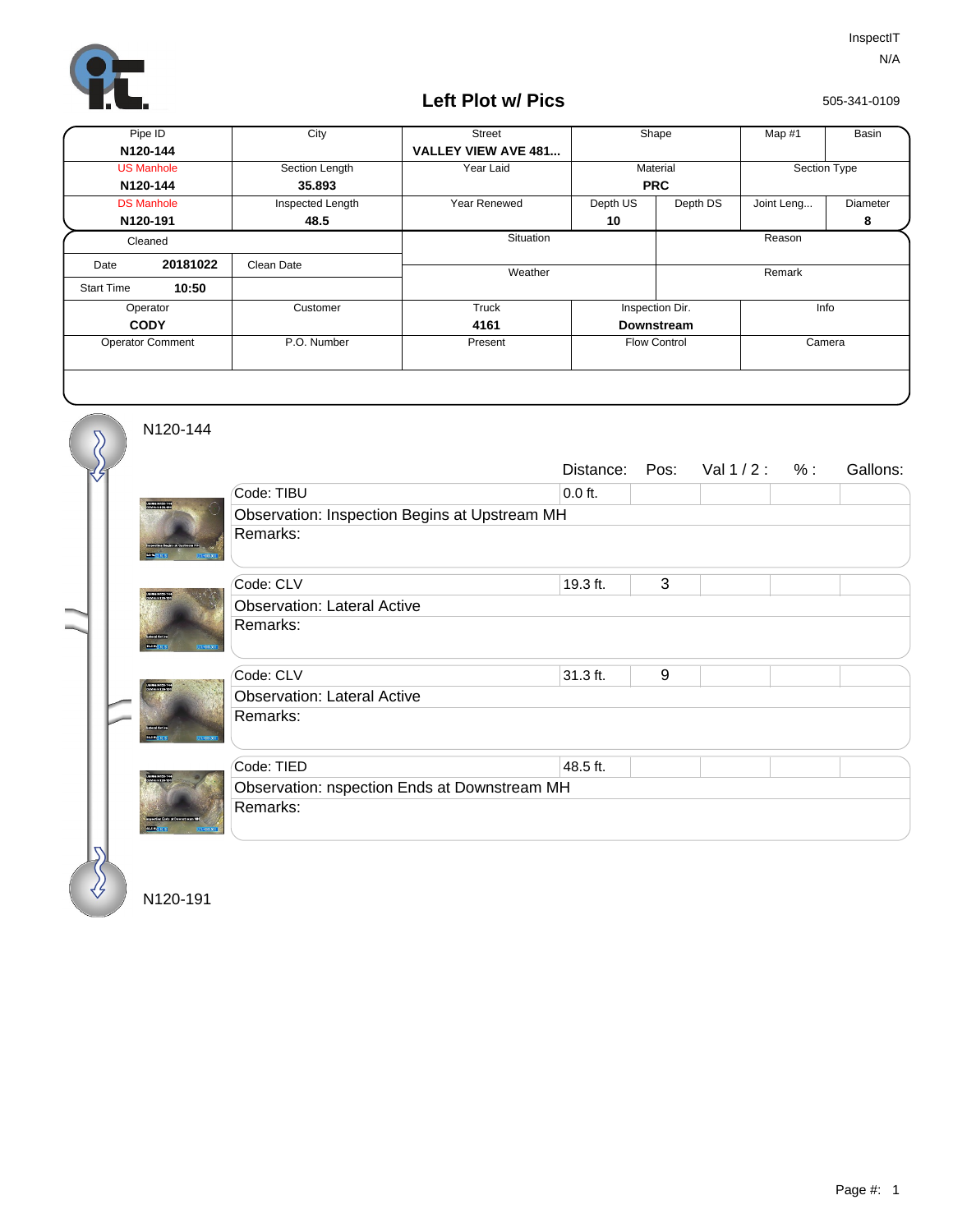InspectIT

N/A

505-341-0109

# Left Plot w/ Pics

| Pipe ID | City | Street | Shape | | Map #1 | Basin |
|---|---|---|---|---|---|---|
| N120-144 | | VALLEY VIEW AVE 481... | | | | |
| US Manhole | Section Length | Year Laid | Material | | Section Type | |
| N120-144 | 35.893 | | PRC | | | |
| DS Manhole | Inspected Length | Year Renewed | Depth US | Depth DS | Joint Leng... | Diameter |
| N120-191 | 48.5 | | 10 | | | 8 |

| Cleaned | | Situation | Reason |
|---|---|---|---|
| Date 20181022 | Clean Date | Weather | Remark |
| Start Time 10:50 | | | |

| Operator | Customer | Truck | Inspection Dir. | Info |
|---|---|---|---|---|
| CODY | | 4161 | Downstream | |
| Operator Comment | P.O. Number | Present | Flow Control | Camera |

N120-144

| Code | Distance: | Pos: | Val 1 / 2 : | % : | Gallons: |
|---|---|---|---|---|---|
| Code: TIBU | 0.0 ft. | | | | |
| Observation: Inspection Begins at Upstream MH | | | | | |
| Remarks: | | | | | |
| Code: CLV | 19.3 ft. | 3 | | | |
| Observation: Lateral Active | | | | | |
| Remarks: | | | | | |
| Code: CLV | 31.3 ft. | 9 | | | |
| Observation: Lateral Active | | | | | |
| Remarks: | | | | | |
| Code: TIED | 48.5 ft. | | | | |
| Observation: nspection Ends at Downstream MH | | | | | |
| Remarks: | | | | | |

N120-191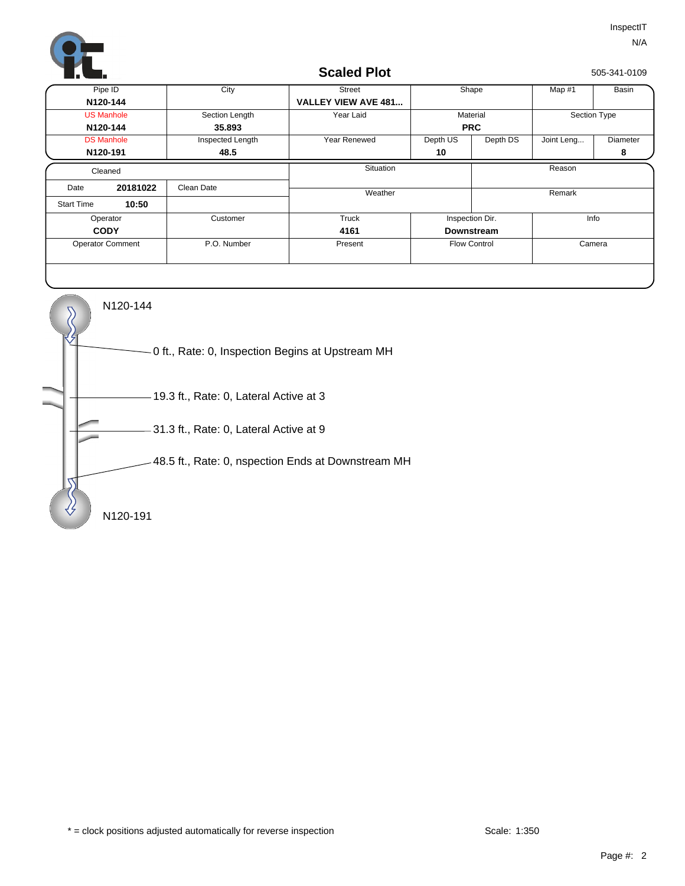InspectIT

N/A

## Scaled Plot

505-341-0109

| Pipe ID | City | Street | Shape | | Map #1 | Basin |
|---|---|---|---|---|---|---|
| N120-144 | | VALLEY VIEW AVE 481... | | | | |
| US Manhole | Section Length | Year Laid | Material | | Section Type | |
| N120-144 | 35.893 | | PRC | | | |
| DS Manhole | Inspected Length | Year Renewed | Depth US | Depth DS | Joint Leng... | Diameter |
| N120-191 | 48.5 | | 10 | | | 8 |

| Cleaned | | Situation | Reason |
|---|---|---|---|
| Date 20181022 | Clean Date | Weather | Remark |
| Start Time 10:50 | | | |

| Operator | Customer | Truck | Inspection Dir. | Info |
|---|---|---|---|---|
| CODY | | 4161 | Downstream | |
| Operator Comment | P.O. Number | Present | Flow Control | Camera |
| | | | | |

N120-144

0 ft., Rate: 0, Inspection Begins at Upstream MH

19.3 ft., Rate: 0, Lateral Active at 3

31.3 ft., Rate: 0, Lateral Active at 9

48.5 ft., Rate: 0, nspection Ends at Downstream MH

N120-191

* = clock positions adjusted automatically for reverse inspection

Scale: 1:350